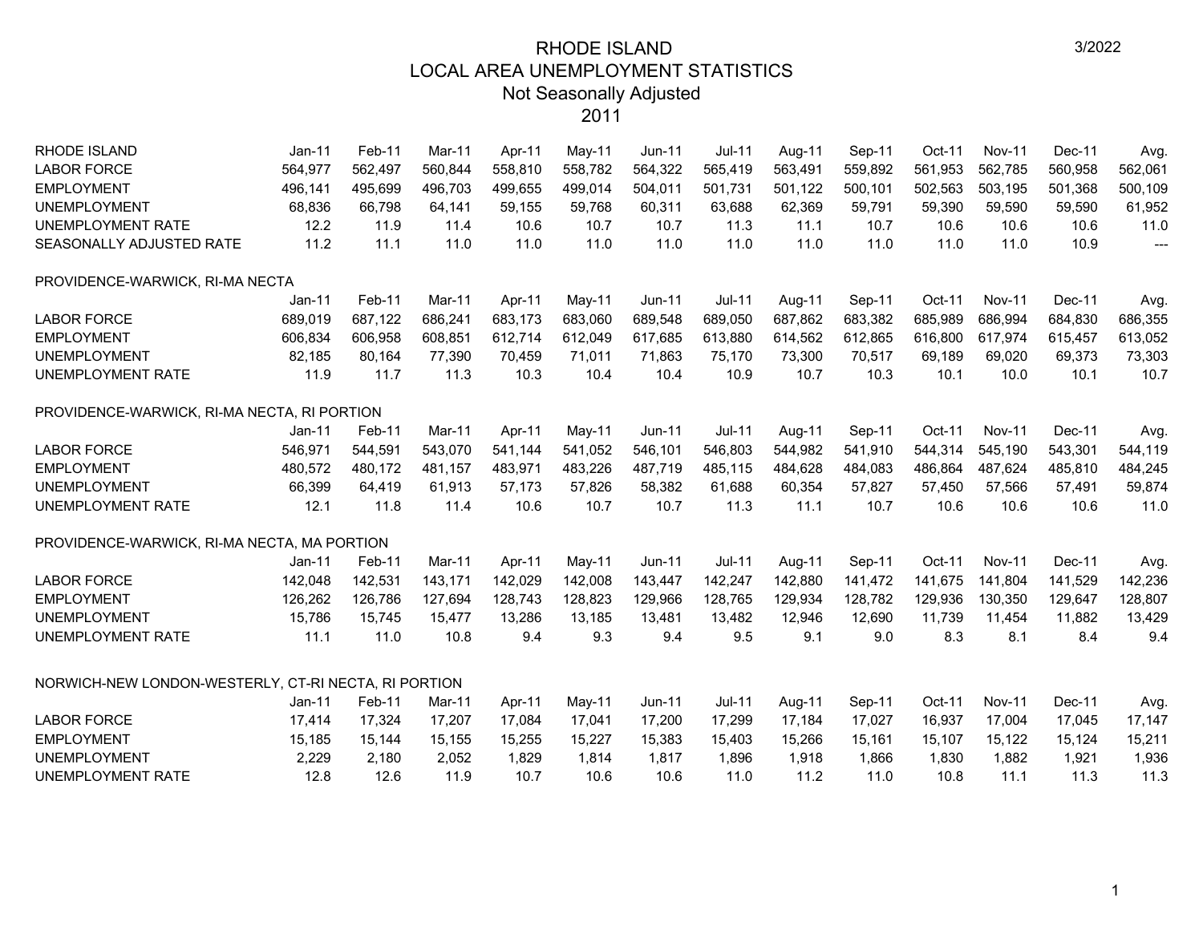# RHODE ISLAND
## LOCAL AREA UNEMPLOYMENT STATISTICS
## Not Seasonally Adjusted
## 2011

3/2022

| RHODE ISLAND | Jan-11 | Feb-11 | Mar-11 | Apr-11 | May-11 | Jun-11 | Jul-11 | Aug-11 | Sep-11 | Oct-11 | Nov-11 | Dec-11 | Avg. |
|---|---|---|---|---|---|---|---|---|---|---|---|---|---|
| LABOR FORCE | 564,977 | 562,497 | 560,844 | 558,810 | 558,782 | 564,322 | 565,419 | 563,491 | 559,892 | 561,953 | 562,785 | 560,958 | 562,061 |
| EMPLOYMENT | 496,141 | 495,699 | 496,703 | 499,655 | 499,014 | 504,011 | 501,731 | 501,122 | 500,101 | 502,563 | 503,195 | 501,368 | 500,109 |
| UNEMPLOYMENT | 68,836 | 66,798 | 64,141 | 59,155 | 59,768 | 60,311 | 63,688 | 62,369 | 59,791 | 59,390 | 59,590 | 59,590 | 61,952 |
| UNEMPLOYMENT RATE | 12.2 | 11.9 | 11.4 | 10.6 | 10.7 | 10.7 | 11.3 | 11.1 | 10.7 | 10.6 | 10.6 | 10.6 | 11.0 |
| SEASONALLY ADJUSTED RATE | 11.2 | 11.1 | 11.0 | 11.0 | 11.0 | 11.0 | 11.0 | 11.0 | 11.0 | 11.0 | 11.0 | 10.9 | --- |

PROVIDENCE-WARWICK, RI-MA NECTA

| | Jan-11 | Feb-11 | Mar-11 | Apr-11 | May-11 | Jun-11 | Jul-11 | Aug-11 | Sep-11 | Oct-11 | Nov-11 | Dec-11 | Avg. |
|---|---|---|---|---|---|---|---|---|---|---|---|---|---|
| LABOR FORCE | 689,019 | 687,122 | 686,241 | 683,173 | 683,060 | 689,548 | 689,050 | 687,862 | 683,382 | 685,989 | 686,994 | 684,830 | 686,355 |
| EMPLOYMENT | 606,834 | 606,958 | 608,851 | 612,714 | 612,049 | 617,685 | 613,880 | 614,562 | 612,865 | 616,800 | 617,974 | 615,457 | 613,052 |
| UNEMPLOYMENT | 82,185 | 80,164 | 77,390 | 70,459 | 71,011 | 71,863 | 75,170 | 73,300 | 70,517 | 69,189 | 69,020 | 69,373 | 73,303 |
| UNEMPLOYMENT RATE | 11.9 | 11.7 | 11.3 | 10.3 | 10.4 | 10.4 | 10.9 | 10.7 | 10.3 | 10.1 | 10.0 | 10.1 | 10.7 |

PROVIDENCE-WARWICK, RI-MA NECTA, RI PORTION

| | Jan-11 | Feb-11 | Mar-11 | Apr-11 | May-11 | Jun-11 | Jul-11 | Aug-11 | Sep-11 | Oct-11 | Nov-11 | Dec-11 | Avg. |
|---|---|---|---|---|---|---|---|---|---|---|---|---|---|
| LABOR FORCE | 546,971 | 544,591 | 543,070 | 541,144 | 541,052 | 546,101 | 546,803 | 544,982 | 541,910 | 544,314 | 545,190 | 543,301 | 544,119 |
| EMPLOYMENT | 480,572 | 480,172 | 481,157 | 483,971 | 483,226 | 487,719 | 485,115 | 484,628 | 484,083 | 486,864 | 487,624 | 485,810 | 484,245 |
| UNEMPLOYMENT | 66,399 | 64,419 | 61,913 | 57,173 | 57,826 | 58,382 | 61,688 | 60,354 | 57,827 | 57,450 | 57,566 | 57,491 | 59,874 |
| UNEMPLOYMENT RATE | 12.1 | 11.8 | 11.4 | 10.6 | 10.7 | 10.7 | 11.3 | 11.1 | 10.7 | 10.6 | 10.6 | 10.6 | 11.0 |

PROVIDENCE-WARWICK, RI-MA NECTA, MA PORTION

| | Jan-11 | Feb-11 | Mar-11 | Apr-11 | May-11 | Jun-11 | Jul-11 | Aug-11 | Sep-11 | Oct-11 | Nov-11 | Dec-11 | Avg. |
|---|---|---|---|---|---|---|---|---|---|---|---|---|---|
| LABOR FORCE | 142,048 | 142,531 | 143,171 | 142,029 | 142,008 | 143,447 | 142,247 | 142,880 | 141,472 | 141,675 | 141,804 | 141,529 | 142,236 |
| EMPLOYMENT | 126,262 | 126,786 | 127,694 | 128,743 | 128,823 | 129,966 | 128,765 | 129,934 | 128,782 | 129,936 | 130,350 | 129,647 | 128,807 |
| UNEMPLOYMENT | 15,786 | 15,745 | 15,477 | 13,286 | 13,185 | 13,481 | 13,482 | 12,946 | 12,690 | 11,739 | 11,454 | 11,882 | 13,429 |
| UNEMPLOYMENT RATE | 11.1 | 11.0 | 10.8 | 9.4 | 9.3 | 9.4 | 9.5 | 9.1 | 9.0 | 8.3 | 8.1 | 8.4 | 9.4 |

NORWICH-NEW LONDON-WESTERLY, CT-RI NECTA, RI PORTION

| | Jan-11 | Feb-11 | Mar-11 | Apr-11 | May-11 | Jun-11 | Jul-11 | Aug-11 | Sep-11 | Oct-11 | Nov-11 | Dec-11 | Avg. |
|---|---|---|---|---|---|---|---|---|---|---|---|---|---|
| LABOR FORCE | 17,414 | 17,324 | 17,207 | 17,084 | 17,041 | 17,200 | 17,299 | 17,184 | 17,027 | 16,937 | 17,004 | 17,045 | 17,147 |
| EMPLOYMENT | 15,185 | 15,144 | 15,155 | 15,255 | 15,227 | 15,383 | 15,403 | 15,266 | 15,161 | 15,107 | 15,122 | 15,124 | 15,211 |
| UNEMPLOYMENT | 2,229 | 2,180 | 2,052 | 1,829 | 1,814 | 1,817 | 1,896 | 1,918 | 1,866 | 1,830 | 1,882 | 1,921 | 1,936 |
| UNEMPLOYMENT RATE | 12.8 | 12.6 | 11.9 | 10.7 | 10.6 | 10.6 | 11.0 | 11.2 | 11.0 | 10.8 | 11.1 | 11.3 | 11.3 |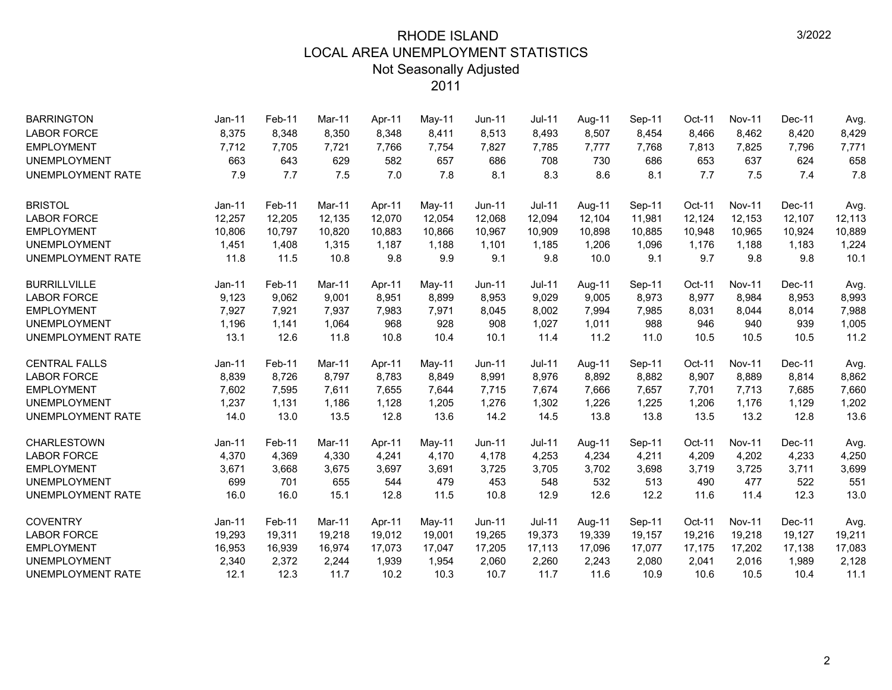# RHODE ISLAND
## LOCAL AREA UNEMPLOYMENT STATISTICS
### Not Seasonally Adjusted
### 2011

| BARRINGTON | Jan-11 | Feb-11 | Mar-11 | Apr-11 | May-11 | Jun-11 | Jul-11 | Aug-11 | Sep-11 | Oct-11 | Nov-11 | Dec-11 | Avg. |
|---|---|---|---|---|---|---|---|---|---|---|---|---|---|
| LABOR FORCE | 8,375 | 8,348 | 8,350 | 8,348 | 8,411 | 8,513 | 8,493 | 8,507 | 8,454 | 8,466 | 8,462 | 8,420 | 8,429 |
| EMPLOYMENT | 7,712 | 7,705 | 7,721 | 7,766 | 7,754 | 7,827 | 7,785 | 7,777 | 7,768 | 7,813 | 7,825 | 7,796 | 7,771 |
| UNEMPLOYMENT | 663 | 643 | 629 | 582 | 657 | 686 | 708 | 730 | 686 | 653 | 637 | 624 | 658 |
| UNEMPLOYMENT RATE | 7.9 | 7.7 | 7.5 | 7.0 | 7.8 | 8.1 | 8.3 | 8.6 | 8.1 | 7.7 | 7.5 | 7.4 | 7.8 |

| BRISTOL | Jan-11 | Feb-11 | Mar-11 | Apr-11 | May-11 | Jun-11 | Jul-11 | Aug-11 | Sep-11 | Oct-11 | Nov-11 | Dec-11 | Avg. |
|---|---|---|---|---|---|---|---|---|---|---|---|---|---|
| LABOR FORCE | 12,257 | 12,205 | 12,135 | 12,070 | 12,054 | 12,068 | 12,094 | 12,104 | 11,981 | 12,124 | 12,153 | 12,107 | 12,113 |
| EMPLOYMENT | 10,806 | 10,797 | 10,820 | 10,883 | 10,866 | 10,967 | 10,909 | 10,898 | 10,885 | 10,948 | 10,965 | 10,924 | 10,889 |
| UNEMPLOYMENT | 1,451 | 1,408 | 1,315 | 1,187 | 1,188 | 1,101 | 1,185 | 1,206 | 1,096 | 1,176 | 1,188 | 1,183 | 1,224 |
| UNEMPLOYMENT RATE | 11.8 | 11.5 | 10.8 | 9.8 | 9.9 | 9.1 | 9.8 | 10.0 | 9.1 | 9.7 | 9.8 | 9.8 | 10.1 |

| BURRILLVILLE | Jan-11 | Feb-11 | Mar-11 | Apr-11 | May-11 | Jun-11 | Jul-11 | Aug-11 | Sep-11 | Oct-11 | Nov-11 | Dec-11 | Avg. |
|---|---|---|---|---|---|---|---|---|---|---|---|---|---|
| LABOR FORCE | 9,123 | 9,062 | 9,001 | 8,951 | 8,899 | 8,953 | 9,029 | 9,005 | 8,973 | 8,977 | 8,984 | 8,953 | 8,993 |
| EMPLOYMENT | 7,927 | 7,921 | 7,937 | 7,983 | 7,971 | 8,045 | 8,002 | 7,994 | 7,985 | 8,031 | 8,044 | 8,014 | 7,988 |
| UNEMPLOYMENT | 1,196 | 1,141 | 1,064 | 968 | 928 | 908 | 1,027 | 1,011 | 988 | 946 | 940 | 939 | 1,005 |
| UNEMPLOYMENT RATE | 13.1 | 12.6 | 11.8 | 10.8 | 10.4 | 10.1 | 11.4 | 11.2 | 11.0 | 10.5 | 10.5 | 10.5 | 11.2 |

| CENTRAL FALLS | Jan-11 | Feb-11 | Mar-11 | Apr-11 | May-11 | Jun-11 | Jul-11 | Aug-11 | Sep-11 | Oct-11 | Nov-11 | Dec-11 | Avg. |
|---|---|---|---|---|---|---|---|---|---|---|---|---|---|
| LABOR FORCE | 8,839 | 8,726 | 8,797 | 8,783 | 8,849 | 8,991 | 8,976 | 8,892 | 8,882 | 8,907 | 8,889 | 8,814 | 8,862 |
| EMPLOYMENT | 7,602 | 7,595 | 7,611 | 7,655 | 7,644 | 7,715 | 7,674 | 7,666 | 7,657 | 7,701 | 7,713 | 7,685 | 7,660 |
| UNEMPLOYMENT | 1,237 | 1,131 | 1,186 | 1,128 | 1,205 | 1,276 | 1,302 | 1,226 | 1,225 | 1,206 | 1,176 | 1,129 | 1,202 |
| UNEMPLOYMENT RATE | 14.0 | 13.0 | 13.5 | 12.8 | 13.6 | 14.2 | 14.5 | 13.8 | 13.8 | 13.5 | 13.2 | 12.8 | 13.6 |

| CHARLESTOWN | Jan-11 | Feb-11 | Mar-11 | Apr-11 | May-11 | Jun-11 | Jul-11 | Aug-11 | Sep-11 | Oct-11 | Nov-11 | Dec-11 | Avg. |
|---|---|---|---|---|---|---|---|---|---|---|---|---|---|
| LABOR FORCE | 4,370 | 4,369 | 4,330 | 4,241 | 4,170 | 4,178 | 4,253 | 4,234 | 4,211 | 4,209 | 4,202 | 4,233 | 4,250 |
| EMPLOYMENT | 3,671 | 3,668 | 3,675 | 3,697 | 3,691 | 3,725 | 3,705 | 3,702 | 3,698 | 3,719 | 3,725 | 3,711 | 3,699 |
| UNEMPLOYMENT | 699 | 701 | 655 | 544 | 479 | 453 | 548 | 532 | 513 | 490 | 477 | 522 | 551 |
| UNEMPLOYMENT RATE | 16.0 | 16.0 | 15.1 | 12.8 | 11.5 | 10.8 | 12.9 | 12.6 | 12.2 | 11.6 | 11.4 | 12.3 | 13.0 |

| COVENTRY | Jan-11 | Feb-11 | Mar-11 | Apr-11 | May-11 | Jun-11 | Jul-11 | Aug-11 | Sep-11 | Oct-11 | Nov-11 | Dec-11 | Avg. |
|---|---|---|---|---|---|---|---|---|---|---|---|---|---|
| LABOR FORCE | 19,293 | 19,311 | 19,218 | 19,012 | 19,001 | 19,265 | 19,373 | 19,339 | 19,157 | 19,216 | 19,218 | 19,127 | 19,211 |
| EMPLOYMENT | 16,953 | 16,939 | 16,974 | 17,073 | 17,047 | 17,205 | 17,113 | 17,096 | 17,077 | 17,175 | 17,202 | 17,138 | 17,083 |
| UNEMPLOYMENT | 2,340 | 2,372 | 2,244 | 1,939 | 1,954 | 2,060 | 2,260 | 2,243 | 2,080 | 2,041 | 2,016 | 1,989 | 2,128 |
| UNEMPLOYMENT RATE | 12.1 | 12.3 | 11.7 | 10.2 | 10.3 | 10.7 | 11.7 | 11.6 | 10.9 | 10.6 | 10.5 | 10.4 | 11.1 |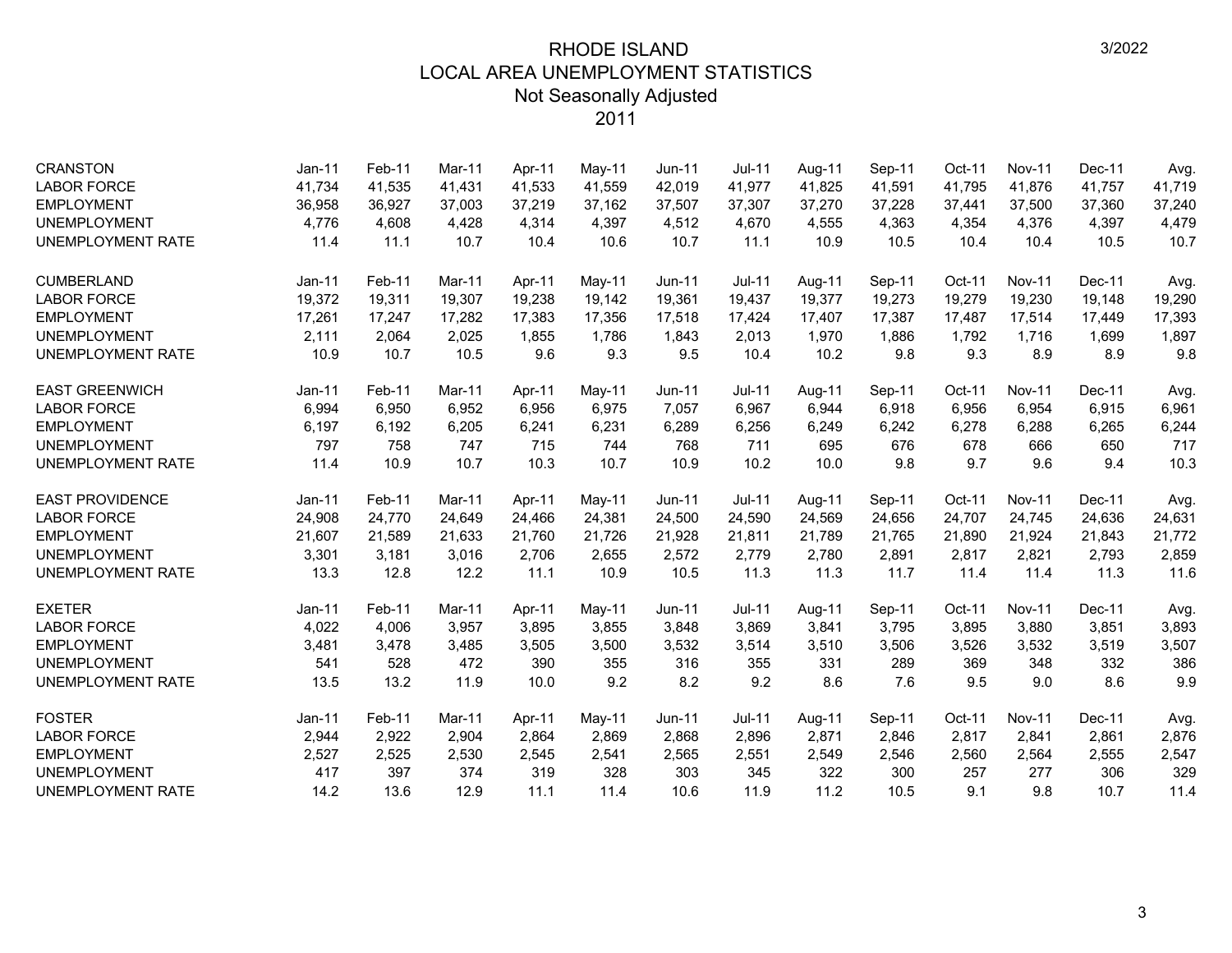# RHODE ISLAND
## LOCAL AREA UNEMPLOYMENT STATISTICS
### Not Seasonally Adjusted
### 2011

3/2022

| CRANSTON | Jan-11 | Feb-11 | Mar-11 | Apr-11 | May-11 | Jun-11 | Jul-11 | Aug-11 | Sep-11 | Oct-11 | Nov-11 | Dec-11 | Avg. |
|---|---|---|---|---|---|---|---|---|---|---|---|---|---|
| LABOR FORCE | 41,734 | 41,535 | 41,431 | 41,533 | 41,559 | 42,019 | 41,977 | 41,825 | 41,591 | 41,795 | 41,876 | 41,757 | 41,719 |
| EMPLOYMENT | 36,958 | 36,927 | 37,003 | 37,219 | 37,162 | 37,507 | 37,307 | 37,270 | 37,228 | 37,441 | 37,500 | 37,360 | 37,240 |
| UNEMPLOYMENT | 4,776 | 4,608 | 4,428 | 4,314 | 4,397 | 4,512 | 4,670 | 4,555 | 4,363 | 4,354 | 4,376 | 4,397 | 4,479 |
| UNEMPLOYMENT RATE | 11.4 | 11.1 | 10.7 | 10.4 | 10.6 | 10.7 | 11.1 | 10.9 | 10.5 | 10.4 | 10.4 | 10.5 | 10.7 |

| CUMBERLAND | Jan-11 | Feb-11 | Mar-11 | Apr-11 | May-11 | Jun-11 | Jul-11 | Aug-11 | Sep-11 | Oct-11 | Nov-11 | Dec-11 | Avg. |
|---|---|---|---|---|---|---|---|---|---|---|---|---|---|
| LABOR FORCE | 19,372 | 19,311 | 19,307 | 19,238 | 19,142 | 19,361 | 19,437 | 19,377 | 19,273 | 19,279 | 19,230 | 19,148 | 19,290 |
| EMPLOYMENT | 17,261 | 17,247 | 17,282 | 17,383 | 17,356 | 17,518 | 17,424 | 17,407 | 17,387 | 17,487 | 17,514 | 17,449 | 17,393 |
| UNEMPLOYMENT | 2,111 | 2,064 | 2,025 | 1,855 | 1,786 | 1,843 | 2,013 | 1,970 | 1,886 | 1,792 | 1,716 | 1,699 | 1,897 |
| UNEMPLOYMENT RATE | 10.9 | 10.7 | 10.5 | 9.6 | 9.3 | 9.5 | 10.4 | 10.2 | 9.8 | 9.3 | 8.9 | 8.9 | 9.8 |

| EAST GREENWICH | Jan-11 | Feb-11 | Mar-11 | Apr-11 | May-11 | Jun-11 | Jul-11 | Aug-11 | Sep-11 | Oct-11 | Nov-11 | Dec-11 | Avg. |
|---|---|---|---|---|---|---|---|---|---|---|---|---|---|
| LABOR FORCE | 6,994 | 6,950 | 6,952 | 6,956 | 6,975 | 7,057 | 6,967 | 6,944 | 6,918 | 6,956 | 6,954 | 6,915 | 6,961 |
| EMPLOYMENT | 6,197 | 6,192 | 6,205 | 6,241 | 6,231 | 6,289 | 6,256 | 6,249 | 6,242 | 6,278 | 6,288 | 6,265 | 6,244 |
| UNEMPLOYMENT | 797 | 758 | 747 | 715 | 744 | 768 | 711 | 695 | 676 | 678 | 666 | 650 | 717 |
| UNEMPLOYMENT RATE | 11.4 | 10.9 | 10.7 | 10.3 | 10.7 | 10.9 | 10.2 | 10.0 | 9.8 | 9.7 | 9.6 | 9.4 | 10.3 |

| EAST PROVIDENCE | Jan-11 | Feb-11 | Mar-11 | Apr-11 | May-11 | Jun-11 | Jul-11 | Aug-11 | Sep-11 | Oct-11 | Nov-11 | Dec-11 | Avg. |
|---|---|---|---|---|---|---|---|---|---|---|---|---|---|
| LABOR FORCE | 24,908 | 24,770 | 24,649 | 24,466 | 24,381 | 24,500 | 24,590 | 24,569 | 24,656 | 24,707 | 24,745 | 24,636 | 24,631 |
| EMPLOYMENT | 21,607 | 21,589 | 21,633 | 21,760 | 21,726 | 21,928 | 21,811 | 21,789 | 21,765 | 21,890 | 21,924 | 21,843 | 21,772 |
| UNEMPLOYMENT | 3,301 | 3,181 | 3,016 | 2,706 | 2,655 | 2,572 | 2,779 | 2,780 | 2,891 | 2,817 | 2,821 | 2,793 | 2,859 |
| UNEMPLOYMENT RATE | 13.3 | 12.8 | 12.2 | 11.1 | 10.9 | 10.5 | 11.3 | 11.3 | 11.7 | 11.4 | 11.4 | 11.3 | 11.6 |

| EXETER | Jan-11 | Feb-11 | Mar-11 | Apr-11 | May-11 | Jun-11 | Jul-11 | Aug-11 | Sep-11 | Oct-11 | Nov-11 | Dec-11 | Avg. |
|---|---|---|---|---|---|---|---|---|---|---|---|---|---|
| LABOR FORCE | 4,022 | 4,006 | 3,957 | 3,895 | 3,855 | 3,848 | 3,869 | 3,841 | 3,795 | 3,895 | 3,880 | 3,851 | 3,893 |
| EMPLOYMENT | 3,481 | 3,478 | 3,485 | 3,505 | 3,500 | 3,532 | 3,514 | 3,510 | 3,506 | 3,526 | 3,532 | 3,519 | 3,507 |
| UNEMPLOYMENT | 541 | 528 | 472 | 390 | 355 | 316 | 355 | 331 | 289 | 369 | 348 | 332 | 386 |
| UNEMPLOYMENT RATE | 13.5 | 13.2 | 11.9 | 10.0 | 9.2 | 8.2 | 9.2 | 8.6 | 7.6 | 9.5 | 9.0 | 8.6 | 9.9 |

| FOSTER | Jan-11 | Feb-11 | Mar-11 | Apr-11 | May-11 | Jun-11 | Jul-11 | Aug-11 | Sep-11 | Oct-11 | Nov-11 | Dec-11 | Avg. |
|---|---|---|---|---|---|---|---|---|---|---|---|---|---|
| LABOR FORCE | 2,944 | 2,922 | 2,904 | 2,864 | 2,869 | 2,868 | 2,896 | 2,871 | 2,846 | 2,817 | 2,841 | 2,861 | 2,876 |
| EMPLOYMENT | 2,527 | 2,525 | 2,530 | 2,545 | 2,541 | 2,565 | 2,551 | 2,549 | 2,546 | 2,560 | 2,564 | 2,555 | 2,547 |
| UNEMPLOYMENT | 417 | 397 | 374 | 319 | 328 | 303 | 345 | 322 | 300 | 257 | 277 | 306 | 329 |
| UNEMPLOYMENT RATE | 14.2 | 13.6 | 12.9 | 11.1 | 11.4 | 10.6 | 11.9 | 11.2 | 10.5 | 9.1 | 9.8 | 10.7 | 11.4 |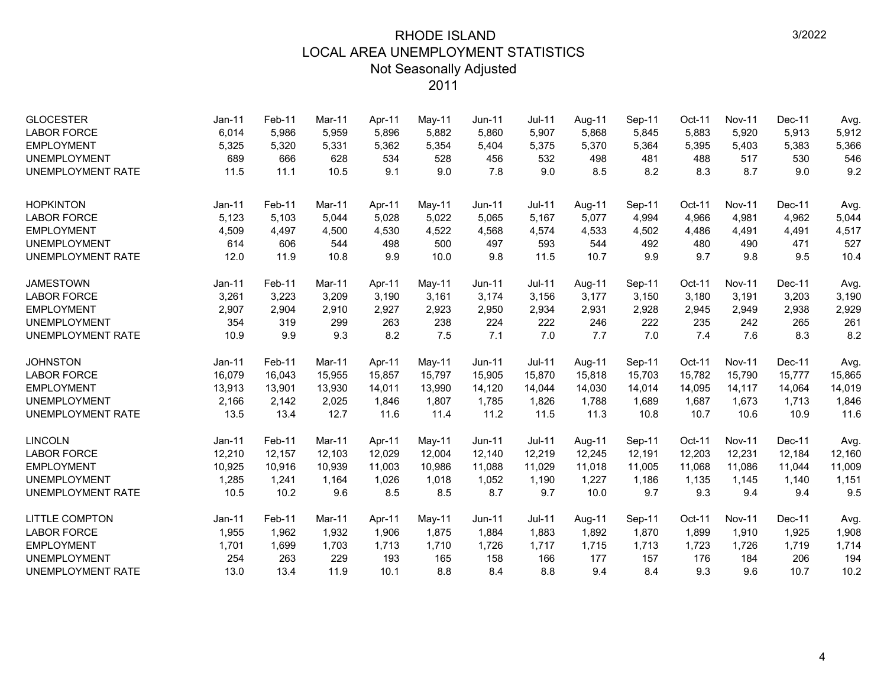# RHODE ISLAND
## LOCAL AREA UNEMPLOYMENT STATISTICS
### Not Seasonally Adjusted
### 2011

3/2022

| GLOCESTER | Jan-11 | Feb-11 | Mar-11 | Apr-11 | May-11 | Jun-11 | Jul-11 | Aug-11 | Sep-11 | Oct-11 | Nov-11 | Dec-11 | Avg. |
|---|---|---|---|---|---|---|---|---|---|---|---|---|---|
| LABOR FORCE | 6,014 | 5,986 | 5,959 | 5,896 | 5,882 | 5,860 | 5,907 | 5,868 | 5,845 | 5,883 | 5,920 | 5,913 | 5,912 |
| EMPLOYMENT | 5,325 | 5,320 | 5,331 | 5,362 | 5,354 | 5,404 | 5,375 | 5,370 | 5,364 | 5,395 | 5,403 | 5,383 | 5,366 |
| UNEMPLOYMENT | 689 | 666 | 628 | 534 | 528 | 456 | 532 | 498 | 481 | 488 | 517 | 530 | 546 |
| UNEMPLOYMENT RATE | 11.5 | 11.1 | 10.5 | 9.1 | 9.0 | 7.8 | 9.0 | 8.5 | 8.2 | 8.3 | 8.7 | 9.0 | 9.2 |

| HOPKINTON | Jan-11 | Feb-11 | Mar-11 | Apr-11 | May-11 | Jun-11 | Jul-11 | Aug-11 | Sep-11 | Oct-11 | Nov-11 | Dec-11 | Avg. |
|---|---|---|---|---|---|---|---|---|---|---|---|---|---|
| LABOR FORCE | 5,123 | 5,103 | 5,044 | 5,028 | 5,022 | 5,065 | 5,167 | 5,077 | 4,994 | 4,966 | 4,981 | 4,962 | 5,044 |
| EMPLOYMENT | 4,509 | 4,497 | 4,500 | 4,530 | 4,522 | 4,568 | 4,574 | 4,533 | 4,502 | 4,486 | 4,491 | 4,491 | 4,517 |
| UNEMPLOYMENT | 614 | 606 | 544 | 498 | 500 | 497 | 593 | 544 | 492 | 480 | 490 | 471 | 527 |
| UNEMPLOYMENT RATE | 12.0 | 11.9 | 10.8 | 9.9 | 10.0 | 9.8 | 11.5 | 10.7 | 9.9 | 9.7 | 9.8 | 9.5 | 10.4 |

| JAMESTOWN | Jan-11 | Feb-11 | Mar-11 | Apr-11 | May-11 | Jun-11 | Jul-11 | Aug-11 | Sep-11 | Oct-11 | Nov-11 | Dec-11 | Avg. |
|---|---|---|---|---|---|---|---|---|---|---|---|---|---|
| LABOR FORCE | 3,261 | 3,223 | 3,209 | 3,190 | 3,161 | 3,174 | 3,156 | 3,177 | 3,150 | 3,180 | 3,191 | 3,203 | 3,190 |
| EMPLOYMENT | 2,907 | 2,904 | 2,910 | 2,927 | 2,923 | 2,950 | 2,934 | 2,931 | 2,928 | 2,945 | 2,949 | 2,938 | 2,929 |
| UNEMPLOYMENT | 354 | 319 | 299 | 263 | 238 | 224 | 222 | 246 | 222 | 235 | 242 | 265 | 261 |
| UNEMPLOYMENT RATE | 10.9 | 9.9 | 9.3 | 8.2 | 7.5 | 7.1 | 7.0 | 7.7 | 7.0 | 7.4 | 7.6 | 8.3 | 8.2 |

| JOHNSTON | Jan-11 | Feb-11 | Mar-11 | Apr-11 | May-11 | Jun-11 | Jul-11 | Aug-11 | Sep-11 | Oct-11 | Nov-11 | Dec-11 | Avg. |
|---|---|---|---|---|---|---|---|---|---|---|---|---|---|
| LABOR FORCE | 16,079 | 16,043 | 15,955 | 15,857 | 15,797 | 15,905 | 15,870 | 15,818 | 15,703 | 15,782 | 15,790 | 15,777 | 15,865 |
| EMPLOYMENT | 13,913 | 13,901 | 13,930 | 14,011 | 13,990 | 14,120 | 14,044 | 14,030 | 14,014 | 14,095 | 14,117 | 14,064 | 14,019 |
| UNEMPLOYMENT | 2,166 | 2,142 | 2,025 | 1,846 | 1,807 | 1,785 | 1,826 | 1,788 | 1,689 | 1,687 | 1,673 | 1,713 | 1,846 |
| UNEMPLOYMENT RATE | 13.5 | 13.4 | 12.7 | 11.6 | 11.4 | 11.2 | 11.5 | 11.3 | 10.8 | 10.7 | 10.6 | 10.9 | 11.6 |

| LINCOLN | Jan-11 | Feb-11 | Mar-11 | Apr-11 | May-11 | Jun-11 | Jul-11 | Aug-11 | Sep-11 | Oct-11 | Nov-11 | Dec-11 | Avg. |
|---|---|---|---|---|---|---|---|---|---|---|---|---|---|
| LABOR FORCE | 12,210 | 12,157 | 12,103 | 12,029 | 12,004 | 12,140 | 12,219 | 12,245 | 12,191 | 12,203 | 12,231 | 12,184 | 12,160 |
| EMPLOYMENT | 10,925 | 10,916 | 10,939 | 11,003 | 10,986 | 11,088 | 11,029 | 11,018 | 11,005 | 11,068 | 11,086 | 11,044 | 11,009 |
| UNEMPLOYMENT | 1,285 | 1,241 | 1,164 | 1,026 | 1,018 | 1,052 | 1,190 | 1,227 | 1,186 | 1,135 | 1,145 | 1,140 | 1,151 |
| UNEMPLOYMENT RATE | 10.5 | 10.2 | 9.6 | 8.5 | 8.5 | 8.7 | 9.7 | 10.0 | 9.7 | 9.3 | 9.4 | 9.4 | 9.5 |

| LITTLE COMPTON | Jan-11 | Feb-11 | Mar-11 | Apr-11 | May-11 | Jun-11 | Jul-11 | Aug-11 | Sep-11 | Oct-11 | Nov-11 | Dec-11 | Avg. |
|---|---|---|---|---|---|---|---|---|---|---|---|---|---|
| LABOR FORCE | 1,955 | 1,962 | 1,932 | 1,906 | 1,875 | 1,884 | 1,883 | 1,892 | 1,870 | 1,899 | 1,910 | 1,925 | 1,908 |
| EMPLOYMENT | 1,701 | 1,699 | 1,703 | 1,713 | 1,710 | 1,726 | 1,717 | 1,715 | 1,713 | 1,723 | 1,726 | 1,719 | 1,714 |
| UNEMPLOYMENT | 254 | 263 | 229 | 193 | 165 | 158 | 166 | 177 | 157 | 176 | 184 | 206 | 194 |
| UNEMPLOYMENT RATE | 13.0 | 13.4 | 11.9 | 10.1 | 8.8 | 8.4 | 8.8 | 9.4 | 8.4 | 9.3 | 9.6 | 10.7 | 10.2 |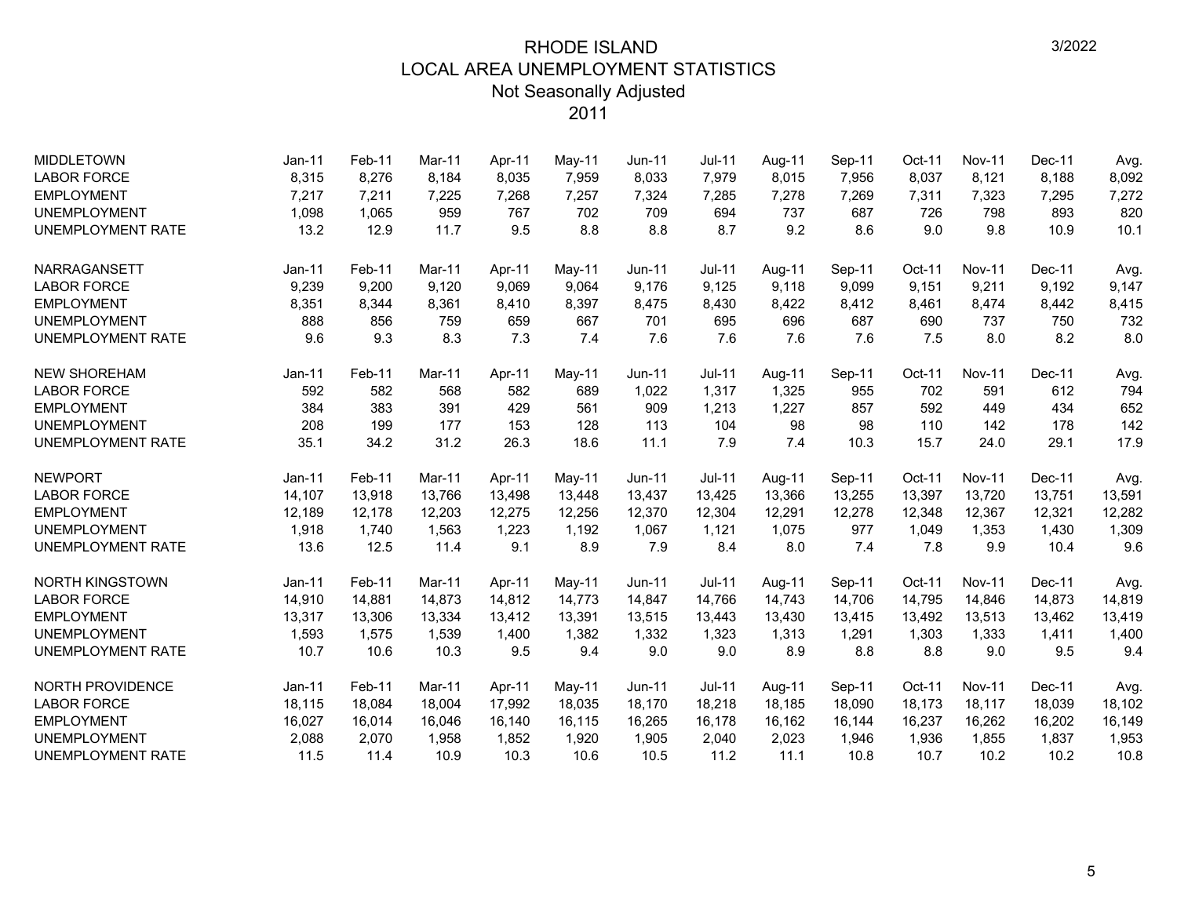# RHODE ISLAND
## LOCAL AREA UNEMPLOYMENT STATISTICS
### Not Seasonally Adjusted
### 2011

3/2022

| MIDDLETOWN | Jan-11 | Feb-11 | Mar-11 | Apr-11 | May-11 | Jun-11 | Jul-11 | Aug-11 | Sep-11 | Oct-11 | Nov-11 | Dec-11 | Avg. |
|---|---|---|---|---|---|---|---|---|---|---|---|---|---|
| LABOR FORCE | 8,315 | 8,276 | 8,184 | 8,035 | 7,959 | 8,033 | 7,979 | 8,015 | 7,956 | 8,037 | 8,121 | 8,188 | 8,092 |
| EMPLOYMENT | 7,217 | 7,211 | 7,225 | 7,268 | 7,257 | 7,324 | 7,285 | 7,278 | 7,269 | 7,311 | 7,323 | 7,295 | 7,272 |
| UNEMPLOYMENT | 1,098 | 1,065 | 959 | 767 | 702 | 709 | 694 | 737 | 687 | 726 | 798 | 893 | 820 |
| UNEMPLOYMENT RATE | 13.2 | 12.9 | 11.7 | 9.5 | 8.8 | 8.8 | 8.7 | 9.2 | 8.6 | 9.0 | 9.8 | 10.9 | 10.1 |

| NARRAGANSETT | Jan-11 | Feb-11 | Mar-11 | Apr-11 | May-11 | Jun-11 | Jul-11 | Aug-11 | Sep-11 | Oct-11 | Nov-11 | Dec-11 | Avg. |
|---|---|---|---|---|---|---|---|---|---|---|---|---|---|
| LABOR FORCE | 9,239 | 9,200 | 9,120 | 9,069 | 9,064 | 9,176 | 9,125 | 9,118 | 9,099 | 9,151 | 9,211 | 9,192 | 9,147 |
| EMPLOYMENT | 8,351 | 8,344 | 8,361 | 8,410 | 8,397 | 8,475 | 8,430 | 8,422 | 8,412 | 8,461 | 8,474 | 8,442 | 8,415 |
| UNEMPLOYMENT | 888 | 856 | 759 | 659 | 667 | 701 | 695 | 696 | 687 | 690 | 737 | 750 | 732 |
| UNEMPLOYMENT RATE | 9.6 | 9.3 | 8.3 | 7.3 | 7.4 | 7.6 | 7.6 | 7.6 | 7.6 | 7.5 | 8.0 | 8.2 | 8.0 |

| NEW SHOREHAM | Jan-11 | Feb-11 | Mar-11 | Apr-11 | May-11 | Jun-11 | Jul-11 | Aug-11 | Sep-11 | Oct-11 | Nov-11 | Dec-11 | Avg. |
|---|---|---|---|---|---|---|---|---|---|---|---|---|---|
| LABOR FORCE | 592 | 582 | 568 | 582 | 689 | 1,022 | 1,317 | 1,325 | 955 | 702 | 591 | 612 | 794 |
| EMPLOYMENT | 384 | 383 | 391 | 429 | 561 | 909 | 1,213 | 1,227 | 857 | 592 | 449 | 434 | 652 |
| UNEMPLOYMENT | 208 | 199 | 177 | 153 | 128 | 113 | 104 | 98 | 98 | 110 | 142 | 178 | 142 |
| UNEMPLOYMENT RATE | 35.1 | 34.2 | 31.2 | 26.3 | 18.6 | 11.1 | 7.9 | 7.4 | 10.3 | 15.7 | 24.0 | 29.1 | 17.9 |

| NEWPORT | Jan-11 | Feb-11 | Mar-11 | Apr-11 | May-11 | Jun-11 | Jul-11 | Aug-11 | Sep-11 | Oct-11 | Nov-11 | Dec-11 | Avg. |
|---|---|---|---|---|---|---|---|---|---|---|---|---|---|
| LABOR FORCE | 14,107 | 13,918 | 13,766 | 13,498 | 13,448 | 13,437 | 13,425 | 13,366 | 13,255 | 13,397 | 13,720 | 13,751 | 13,591 |
| EMPLOYMENT | 12,189 | 12,178 | 12,203 | 12,275 | 12,256 | 12,370 | 12,304 | 12,291 | 12,278 | 12,348 | 12,367 | 12,321 | 12,282 |
| UNEMPLOYMENT | 1,918 | 1,740 | 1,563 | 1,223 | 1,192 | 1,067 | 1,121 | 1,075 | 977 | 1,049 | 1,353 | 1,430 | 1,309 |
| UNEMPLOYMENT RATE | 13.6 | 12.5 | 11.4 | 9.1 | 8.9 | 7.9 | 8.4 | 8.0 | 7.4 | 7.8 | 9.9 | 10.4 | 9.6 |

| NORTH KINGSTOWN | Jan-11 | Feb-11 | Mar-11 | Apr-11 | May-11 | Jun-11 | Jul-11 | Aug-11 | Sep-11 | Oct-11 | Nov-11 | Dec-11 | Avg. |
|---|---|---|---|---|---|---|---|---|---|---|---|---|---|
| LABOR FORCE | 14,910 | 14,881 | 14,873 | 14,812 | 14,773 | 14,847 | 14,766 | 14,743 | 14,706 | 14,795 | 14,846 | 14,873 | 14,819 |
| EMPLOYMENT | 13,317 | 13,306 | 13,334 | 13,412 | 13,391 | 13,515 | 13,443 | 13,430 | 13,415 | 13,492 | 13,513 | 13,462 | 13,419 |
| UNEMPLOYMENT | 1,593 | 1,575 | 1,539 | 1,400 | 1,382 | 1,332 | 1,323 | 1,313 | 1,291 | 1,303 | 1,333 | 1,411 | 1,400 |
| UNEMPLOYMENT RATE | 10.7 | 10.6 | 10.3 | 9.5 | 9.4 | 9.0 | 9.0 | 8.9 | 8.8 | 8.8 | 9.0 | 9.5 | 9.4 |

| NORTH PROVIDENCE | Jan-11 | Feb-11 | Mar-11 | Apr-11 | May-11 | Jun-11 | Jul-11 | Aug-11 | Sep-11 | Oct-11 | Nov-11 | Dec-11 | Avg. |
|---|---|---|---|---|---|---|---|---|---|---|---|---|---|
| LABOR FORCE | 18,115 | 18,084 | 18,004 | 17,992 | 18,035 | 18,170 | 18,218 | 18,185 | 18,090 | 18,173 | 18,117 | 18,039 | 18,102 |
| EMPLOYMENT | 16,027 | 16,014 | 16,046 | 16,140 | 16,115 | 16,265 | 16,178 | 16,162 | 16,144 | 16,237 | 16,262 | 16,202 | 16,149 |
| UNEMPLOYMENT | 2,088 | 2,070 | 1,958 | 1,852 | 1,920 | 1,905 | 2,040 | 2,023 | 1,946 | 1,936 | 1,855 | 1,837 | 1,953 |
| UNEMPLOYMENT RATE | 11.5 | 11.4 | 10.9 | 10.3 | 10.6 | 10.5 | 11.2 | 11.1 | 10.8 | 10.7 | 10.2 | 10.2 | 10.8 |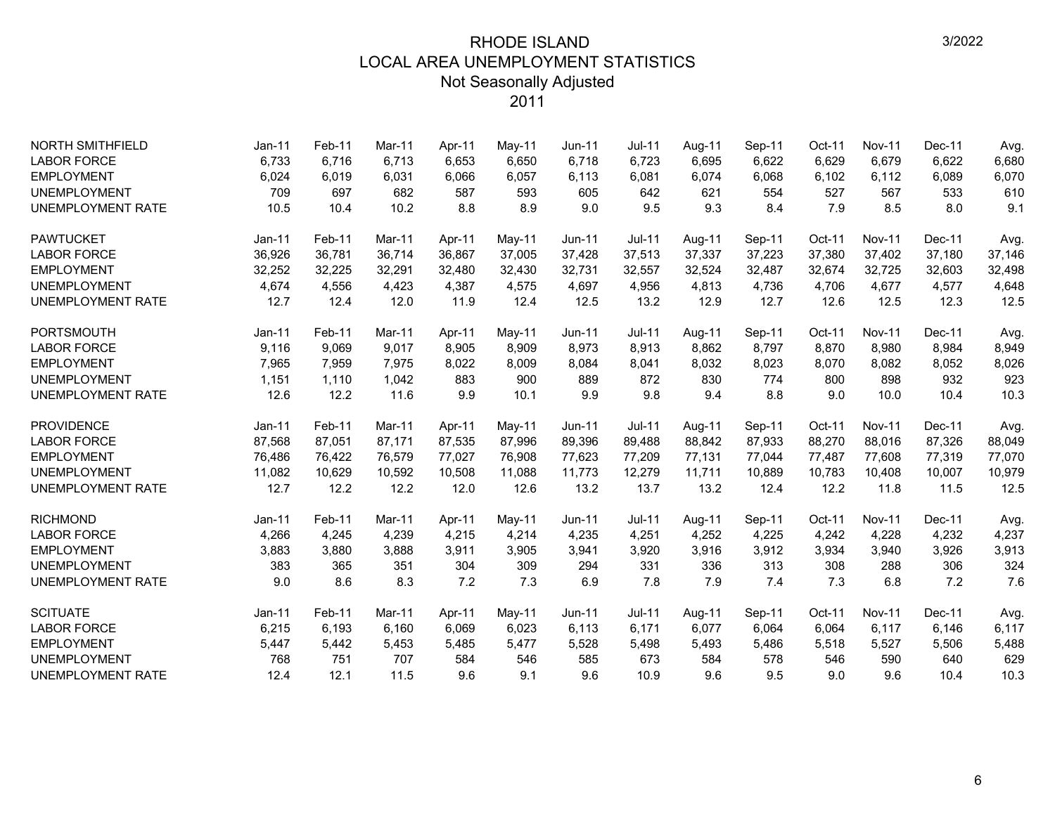# RHODE ISLAND
## LOCAL AREA UNEMPLOYMENT STATISTICS
### Not Seasonally Adjusted
### 2011

| NORTH SMITHFIELD | Jan-11 | Feb-11 | Mar-11 | Apr-11 | May-11 | Jun-11 | Jul-11 | Aug-11 | Sep-11 | Oct-11 | Nov-11 | Dec-11 | Avg. |
|---|---|---|---|---|---|---|---|---|---|---|---|---|---|
| LABOR FORCE | 6,733 | 6,716 | 6,713 | 6,653 | 6,650 | 6,718 | 6,723 | 6,695 | 6,622 | 6,629 | 6,679 | 6,622 | 6,680 |
| EMPLOYMENT | 6,024 | 6,019 | 6,031 | 6,066 | 6,057 | 6,113 | 6,081 | 6,074 | 6,068 | 6,102 | 6,112 | 6,089 | 6,070 |
| UNEMPLOYMENT | 709 | 697 | 682 | 587 | 593 | 605 | 642 | 621 | 554 | 527 | 567 | 533 | 610 |
| UNEMPLOYMENT RATE | 10.5 | 10.4 | 10.2 | 8.8 | 8.9 | 9.0 | 9.5 | 9.3 | 8.4 | 7.9 | 8.5 | 8.0 | 9.1 |

| PAWTUCKET | Jan-11 | Feb-11 | Mar-11 | Apr-11 | May-11 | Jun-11 | Jul-11 | Aug-11 | Sep-11 | Oct-11 | Nov-11 | Dec-11 | Avg. |
|---|---|---|---|---|---|---|---|---|---|---|---|---|---|
| LABOR FORCE | 36,926 | 36,781 | 36,714 | 36,867 | 37,005 | 37,428 | 37,513 | 37,337 | 37,223 | 37,380 | 37,402 | 37,180 | 37,146 |
| EMPLOYMENT | 32,252 | 32,225 | 32,291 | 32,480 | 32,430 | 32,731 | 32,557 | 32,524 | 32,487 | 32,674 | 32,725 | 32,603 | 32,498 |
| UNEMPLOYMENT | 4,674 | 4,556 | 4,423 | 4,387 | 4,575 | 4,697 | 4,956 | 4,813 | 4,736 | 4,706 | 4,677 | 4,577 | 4,648 |
| UNEMPLOYMENT RATE | 12.7 | 12.4 | 12.0 | 11.9 | 12.4 | 12.5 | 13.2 | 12.9 | 12.7 | 12.6 | 12.5 | 12.3 | 12.5 |

| PORTSMOUTH | Jan-11 | Feb-11 | Mar-11 | Apr-11 | May-11 | Jun-11 | Jul-11 | Aug-11 | Sep-11 | Oct-11 | Nov-11 | Dec-11 | Avg. |
|---|---|---|---|---|---|---|---|---|---|---|---|---|---|
| LABOR FORCE | 9,116 | 9,069 | 9,017 | 8,905 | 8,909 | 8,973 | 8,913 | 8,862 | 8,797 | 8,870 | 8,980 | 8,984 | 8,949 |
| EMPLOYMENT | 7,965 | 7,959 | 7,975 | 8,022 | 8,009 | 8,084 | 8,041 | 8,032 | 8,023 | 8,070 | 8,082 | 8,052 | 8,026 |
| UNEMPLOYMENT | 1,151 | 1,110 | 1,042 | 883 | 900 | 889 | 872 | 830 | 774 | 800 | 898 | 932 | 923 |
| UNEMPLOYMENT RATE | 12.6 | 12.2 | 11.6 | 9.9 | 10.1 | 9.9 | 9.8 | 9.4 | 8.8 | 9.0 | 10.0 | 10.4 | 10.3 |

| PROVIDENCE | Jan-11 | Feb-11 | Mar-11 | Apr-11 | May-11 | Jun-11 | Jul-11 | Aug-11 | Sep-11 | Oct-11 | Nov-11 | Dec-11 | Avg. |
|---|---|---|---|---|---|---|---|---|---|---|---|---|---|
| LABOR FORCE | 87,568 | 87,051 | 87,171 | 87,535 | 87,996 | 89,396 | 89,488 | 88,842 | 87,933 | 88,270 | 88,016 | 87,326 | 88,049 |
| EMPLOYMENT | 76,486 | 76,422 | 76,579 | 77,027 | 76,908 | 77,623 | 77,209 | 77,131 | 77,044 | 77,487 | 77,608 | 77,319 | 77,070 |
| UNEMPLOYMENT | 11,082 | 10,629 | 10,592 | 10,508 | 11,088 | 11,773 | 12,279 | 11,711 | 10,889 | 10,783 | 10,408 | 10,007 | 10,979 |
| UNEMPLOYMENT RATE | 12.7 | 12.2 | 12.2 | 12.0 | 12.6 | 13.2 | 13.7 | 13.2 | 12.4 | 12.2 | 11.8 | 11.5 | 12.5 |

| RICHMOND | Jan-11 | Feb-11 | Mar-11 | Apr-11 | May-11 | Jun-11 | Jul-11 | Aug-11 | Sep-11 | Oct-11 | Nov-11 | Dec-11 | Avg. |
|---|---|---|---|---|---|---|---|---|---|---|---|---|---|
| LABOR FORCE | 4,266 | 4,245 | 4,239 | 4,215 | 4,214 | 4,235 | 4,251 | 4,252 | 4,225 | 4,242 | 4,228 | 4,232 | 4,237 |
| EMPLOYMENT | 3,883 | 3,880 | 3,888 | 3,911 | 3,905 | 3,941 | 3,920 | 3,916 | 3,912 | 3,934 | 3,940 | 3,926 | 3,913 |
| UNEMPLOYMENT | 383 | 365 | 351 | 304 | 309 | 294 | 331 | 336 | 313 | 308 | 288 | 306 | 324 |
| UNEMPLOYMENT RATE | 9.0 | 8.6 | 8.3 | 7.2 | 7.3 | 6.9 | 7.8 | 7.9 | 7.4 | 7.3 | 6.8 | 7.2 | 7.6 |

| SCITUATE | Jan-11 | Feb-11 | Mar-11 | Apr-11 | May-11 | Jun-11 | Jul-11 | Aug-11 | Sep-11 | Oct-11 | Nov-11 | Dec-11 | Avg. |
|---|---|---|---|---|---|---|---|---|---|---|---|---|---|
| LABOR FORCE | 6,215 | 6,193 | 6,160 | 6,069 | 6,023 | 6,113 | 6,171 | 6,077 | 6,064 | 6,064 | 6,117 | 6,146 | 6,117 |
| EMPLOYMENT | 5,447 | 5,442 | 5,453 | 5,485 | 5,477 | 5,528 | 5,498 | 5,493 | 5,486 | 5,518 | 5,527 | 5,506 | 5,488 |
| UNEMPLOYMENT | 768 | 751 | 707 | 584 | 546 | 585 | 673 | 584 | 578 | 546 | 590 | 640 | 629 |
| UNEMPLOYMENT RATE | 12.4 | 12.1 | 11.5 | 9.6 | 9.1 | 9.6 | 10.9 | 9.6 | 9.5 | 9.0 | 9.6 | 10.4 | 10.3 |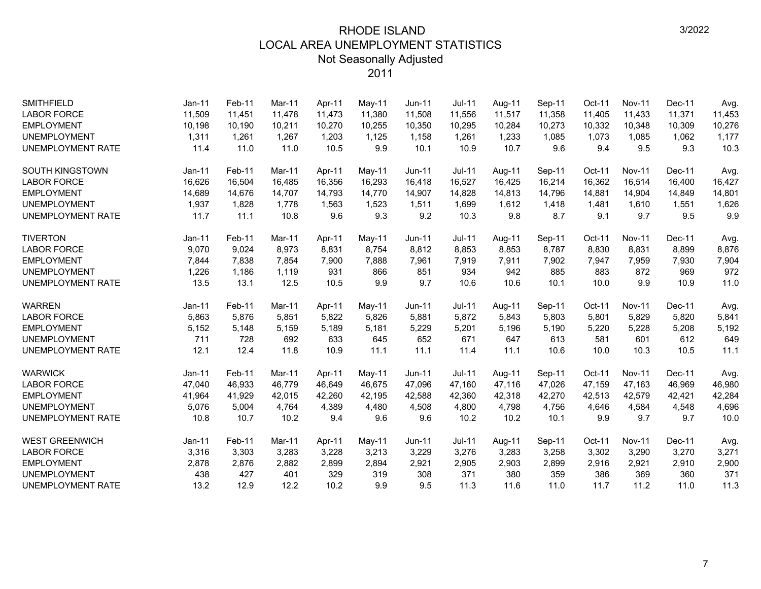# RHODE ISLAND
## LOCAL AREA UNEMPLOYMENT STATISTICS
### Not Seasonally Adjusted
### 2011

| SMITHFIELD | Jan-11 | Feb-11 | Mar-11 | Apr-11 | May-11 | Jun-11 | Jul-11 | Aug-11 | Sep-11 | Oct-11 | Nov-11 | Dec-11 | Avg. |
|---|---|---|---|---|---|---|---|---|---|---|---|---|---|
| LABOR FORCE | 11,509 | 11,451 | 11,478 | 11,473 | 11,380 | 11,508 | 11,556 | 11,517 | 11,358 | 11,405 | 11,433 | 11,371 | 11,453 |
| EMPLOYMENT | 10,198 | 10,190 | 10,211 | 10,270 | 10,255 | 10,350 | 10,295 | 10,284 | 10,273 | 10,332 | 10,348 | 10,309 | 10,276 |
| UNEMPLOYMENT | 1,311 | 1,261 | 1,267 | 1,203 | 1,125 | 1,158 | 1,261 | 1,233 | 1,085 | 1,073 | 1,085 | 1,062 | 1,177 |
| UNEMPLOYMENT RATE | 11.4 | 11.0 | 11.0 | 10.5 | 9.9 | 10.1 | 10.9 | 10.7 | 9.6 | 9.4 | 9.5 | 9.3 | 10.3 |

| SOUTH KINGSTOWN | Jan-11 | Feb-11 | Mar-11 | Apr-11 | May-11 | Jun-11 | Jul-11 | Aug-11 | Sep-11 | Oct-11 | Nov-11 | Dec-11 | Avg. |
|---|---|---|---|---|---|---|---|---|---|---|---|---|---|
| LABOR FORCE | 16,626 | 16,504 | 16,485 | 16,356 | 16,293 | 16,418 | 16,527 | 16,425 | 16,214 | 16,362 | 16,514 | 16,400 | 16,427 |
| EMPLOYMENT | 14,689 | 14,676 | 14,707 | 14,793 | 14,770 | 14,907 | 14,828 | 14,813 | 14,796 | 14,881 | 14,904 | 14,849 | 14,801 |
| UNEMPLOYMENT | 1,937 | 1,828 | 1,778 | 1,563 | 1,523 | 1,511 | 1,699 | 1,612 | 1,418 | 1,481 | 1,610 | 1,551 | 1,626 |
| UNEMPLOYMENT RATE | 11.7 | 11.1 | 10.8 | 9.6 | 9.3 | 9.2 | 10.3 | 9.8 | 8.7 | 9.1 | 9.7 | 9.5 | 9.9 |

| TIVERTON | Jan-11 | Feb-11 | Mar-11 | Apr-11 | May-11 | Jun-11 | Jul-11 | Aug-11 | Sep-11 | Oct-11 | Nov-11 | Dec-11 | Avg. |
|---|---|---|---|---|---|---|---|---|---|---|---|---|---|
| LABOR FORCE | 9,070 | 9,024 | 8,973 | 8,831 | 8,754 | 8,812 | 8,853 | 8,853 | 8,787 | 8,830 | 8,831 | 8,899 | 8,876 |
| EMPLOYMENT | 7,844 | 7,838 | 7,854 | 7,900 | 7,888 | 7,961 | 7,919 | 7,911 | 7,902 | 7,947 | 7,959 | 7,930 | 7,904 |
| UNEMPLOYMENT | 1,226 | 1,186 | 1,119 | 931 | 866 | 851 | 934 | 942 | 885 | 883 | 872 | 969 | 972 |
| UNEMPLOYMENT RATE | 13.5 | 13.1 | 12.5 | 10.5 | 9.9 | 9.7 | 10.6 | 10.6 | 10.1 | 10.0 | 9.9 | 10.9 | 11.0 |

| WARREN | Jan-11 | Feb-11 | Mar-11 | Apr-11 | May-11 | Jun-11 | Jul-11 | Aug-11 | Sep-11 | Oct-11 | Nov-11 | Dec-11 | Avg. |
|---|---|---|---|---|---|---|---|---|---|---|---|---|---|
| LABOR FORCE | 5,863 | 5,876 | 5,851 | 5,822 | 5,826 | 5,881 | 5,872 | 5,843 | 5,803 | 5,801 | 5,829 | 5,820 | 5,841 |
| EMPLOYMENT | 5,152 | 5,148 | 5,159 | 5,189 | 5,181 | 5,229 | 5,201 | 5,196 | 5,190 | 5,220 | 5,228 | 5,208 | 5,192 |
| UNEMPLOYMENT | 711 | 728 | 692 | 633 | 645 | 652 | 671 | 647 | 613 | 581 | 601 | 612 | 649 |
| UNEMPLOYMENT RATE | 12.1 | 12.4 | 11.8 | 10.9 | 11.1 | 11.1 | 11.4 | 11.1 | 10.6 | 10.0 | 10.3 | 10.5 | 11.1 |

| WARWICK | Jan-11 | Feb-11 | Mar-11 | Apr-11 | May-11 | Jun-11 | Jul-11 | Aug-11 | Sep-11 | Oct-11 | Nov-11 | Dec-11 | Avg. |
|---|---|---|---|---|---|---|---|---|---|---|---|---|---|
| LABOR FORCE | 47,040 | 46,933 | 46,779 | 46,649 | 46,675 | 47,096 | 47,160 | 47,116 | 47,026 | 47,159 | 47,163 | 46,969 | 46,980 |
| EMPLOYMENT | 41,964 | 41,929 | 42,015 | 42,260 | 42,195 | 42,588 | 42,360 | 42,318 | 42,270 | 42,513 | 42,579 | 42,421 | 42,284 |
| UNEMPLOYMENT | 5,076 | 5,004 | 4,764 | 4,389 | 4,480 | 4,508 | 4,800 | 4,798 | 4,756 | 4,646 | 4,584 | 4,548 | 4,696 |
| UNEMPLOYMENT RATE | 10.8 | 10.7 | 10.2 | 9.4 | 9.6 | 9.6 | 10.2 | 10.2 | 10.1 | 9.9 | 9.7 | 9.7 | 10.0 |

| WEST GREENWICH | Jan-11 | Feb-11 | Mar-11 | Apr-11 | May-11 | Jun-11 | Jul-11 | Aug-11 | Sep-11 | Oct-11 | Nov-11 | Dec-11 | Avg. |
|---|---|---|---|---|---|---|---|---|---|---|---|---|---|
| LABOR FORCE | 3,316 | 3,303 | 3,283 | 3,228 | 3,213 | 3,229 | 3,276 | 3,283 | 3,258 | 3,302 | 3,290 | 3,270 | 3,271 |
| EMPLOYMENT | 2,878 | 2,876 | 2,882 | 2,899 | 2,894 | 2,921 | 2,905 | 2,903 | 2,899 | 2,916 | 2,921 | 2,910 | 2,900 |
| UNEMPLOYMENT | 438 | 427 | 401 | 329 | 319 | 308 | 371 | 380 | 359 | 386 | 369 | 360 | 371 |
| UNEMPLOYMENT RATE | 13.2 | 12.9 | 12.2 | 10.2 | 9.9 | 9.5 | 11.3 | 11.6 | 11.0 | 11.7 | 11.2 | 11.0 | 11.3 |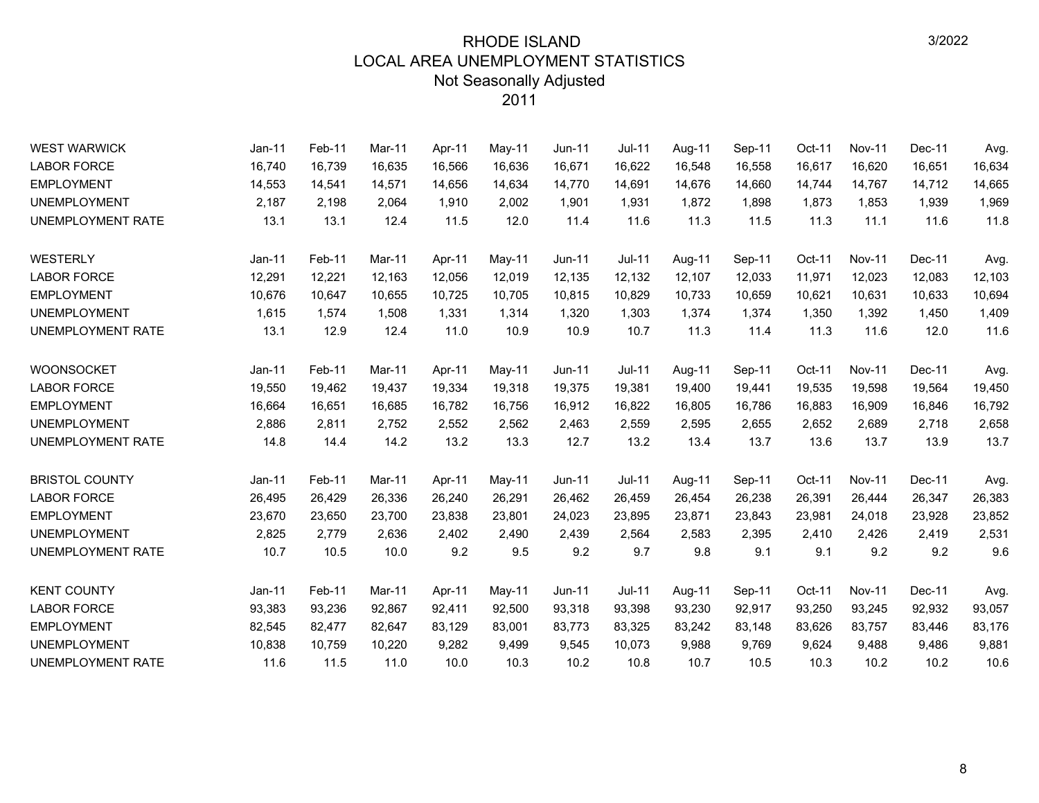# RHODE ISLAND
## LOCAL AREA UNEMPLOYMENT STATISTICS
### Not Seasonally Adjusted
### 2011

3/2022

| WEST WARWICK | Jan-11 | Feb-11 | Mar-11 | Apr-11 | May-11 | Jun-11 | Jul-11 | Aug-11 | Sep-11 | Oct-11 | Nov-11 | Dec-11 | Avg. |
|---|---|---|---|---|---|---|---|---|---|---|---|---|---|
| LABOR FORCE | 16,740 | 16,739 | 16,635 | 16,566 | 16,636 | 16,671 | 16,622 | 16,548 | 16,558 | 16,617 | 16,620 | 16,651 | 16,634 |
| EMPLOYMENT | 14,553 | 14,541 | 14,571 | 14,656 | 14,634 | 14,770 | 14,691 | 14,676 | 14,660 | 14,744 | 14,767 | 14,712 | 14,665 |
| UNEMPLOYMENT | 2,187 | 2,198 | 2,064 | 1,910 | 2,002 | 1,901 | 1,931 | 1,872 | 1,898 | 1,873 | 1,853 | 1,939 | 1,969 |
| UNEMPLOYMENT RATE | 13.1 | 13.1 | 12.4 | 11.5 | 12.0 | 11.4 | 11.6 | 11.3 | 11.5 | 11.3 | 11.1 | 11.6 | 11.8 |

| WESTERLY | Jan-11 | Feb-11 | Mar-11 | Apr-11 | May-11 | Jun-11 | Jul-11 | Aug-11 | Sep-11 | Oct-11 | Nov-11 | Dec-11 | Avg. |
|---|---|---|---|---|---|---|---|---|---|---|---|---|---|
| LABOR FORCE | 12,291 | 12,221 | 12,163 | 12,056 | 12,019 | 12,135 | 12,132 | 12,107 | 12,033 | 11,971 | 12,023 | 12,083 | 12,103 |
| EMPLOYMENT | 10,676 | 10,647 | 10,655 | 10,725 | 10,705 | 10,815 | 10,829 | 10,733 | 10,659 | 10,621 | 10,631 | 10,633 | 10,694 |
| UNEMPLOYMENT | 1,615 | 1,574 | 1,508 | 1,331 | 1,314 | 1,320 | 1,303 | 1,374 | 1,374 | 1,350 | 1,392 | 1,450 | 1,409 |
| UNEMPLOYMENT RATE | 13.1 | 12.9 | 12.4 | 11.0 | 10.9 | 10.9 | 10.7 | 11.3 | 11.4 | 11.3 | 11.6 | 12.0 | 11.6 |

| WOONSOCKET | Jan-11 | Feb-11 | Mar-11 | Apr-11 | May-11 | Jun-11 | Jul-11 | Aug-11 | Sep-11 | Oct-11 | Nov-11 | Dec-11 | Avg. |
|---|---|---|---|---|---|---|---|---|---|---|---|---|---|
| LABOR FORCE | 19,550 | 19,462 | 19,437 | 19,334 | 19,318 | 19,375 | 19,381 | 19,400 | 19,441 | 19,535 | 19,598 | 19,564 | 19,450 |
| EMPLOYMENT | 16,664 | 16,651 | 16,685 | 16,782 | 16,756 | 16,912 | 16,822 | 16,805 | 16,786 | 16,883 | 16,909 | 16,846 | 16,792 |
| UNEMPLOYMENT | 2,886 | 2,811 | 2,752 | 2,552 | 2,562 | 2,463 | 2,559 | 2,595 | 2,655 | 2,652 | 2,689 | 2,718 | 2,658 |
| UNEMPLOYMENT RATE | 14.8 | 14.4 | 14.2 | 13.2 | 13.3 | 12.7 | 13.2 | 13.4 | 13.7 | 13.6 | 13.7 | 13.9 | 13.7 |

| BRISTOL COUNTY | Jan-11 | Feb-11 | Mar-11 | Apr-11 | May-11 | Jun-11 | Jul-11 | Aug-11 | Sep-11 | Oct-11 | Nov-11 | Dec-11 | Avg. |
|---|---|---|---|---|---|---|---|---|---|---|---|---|---|
| LABOR FORCE | 26,495 | 26,429 | 26,336 | 26,240 | 26,291 | 26,462 | 26,459 | 26,454 | 26,238 | 26,391 | 26,444 | 26,347 | 26,383 |
| EMPLOYMENT | 23,670 | 23,650 | 23,700 | 23,838 | 23,801 | 24,023 | 23,895 | 23,871 | 23,843 | 23,981 | 24,018 | 23,928 | 23,852 |
| UNEMPLOYMENT | 2,825 | 2,779 | 2,636 | 2,402 | 2,490 | 2,439 | 2,564 | 2,583 | 2,395 | 2,410 | 2,426 | 2,419 | 2,531 |
| UNEMPLOYMENT RATE | 10.7 | 10.5 | 10.0 | 9.2 | 9.5 | 9.2 | 9.7 | 9.8 | 9.1 | 9.1 | 9.2 | 9.2 | 9.6 |

| KENT COUNTY | Jan-11 | Feb-11 | Mar-11 | Apr-11 | May-11 | Jun-11 | Jul-11 | Aug-11 | Sep-11 | Oct-11 | Nov-11 | Dec-11 | Avg. |
|---|---|---|---|---|---|---|---|---|---|---|---|---|---|
| LABOR FORCE | 93,383 | 93,236 | 92,867 | 92,411 | 92,500 | 93,318 | 93,398 | 93,230 | 92,917 | 93,250 | 93,245 | 92,932 | 93,057 |
| EMPLOYMENT | 82,545 | 82,477 | 82,647 | 83,129 | 83,001 | 83,773 | 83,325 | 83,242 | 83,148 | 83,626 | 83,757 | 83,446 | 83,176 |
| UNEMPLOYMENT | 10,838 | 10,759 | 10,220 | 9,282 | 9,499 | 9,545 | 10,073 | 9,988 | 9,769 | 9,624 | 9,488 | 9,486 | 9,881 |
| UNEMPLOYMENT RATE | 11.6 | 11.5 | 11.0 | 10.0 | 10.3 | 10.2 | 10.8 | 10.7 | 10.5 | 10.3 | 10.2 | 10.2 | 10.6 |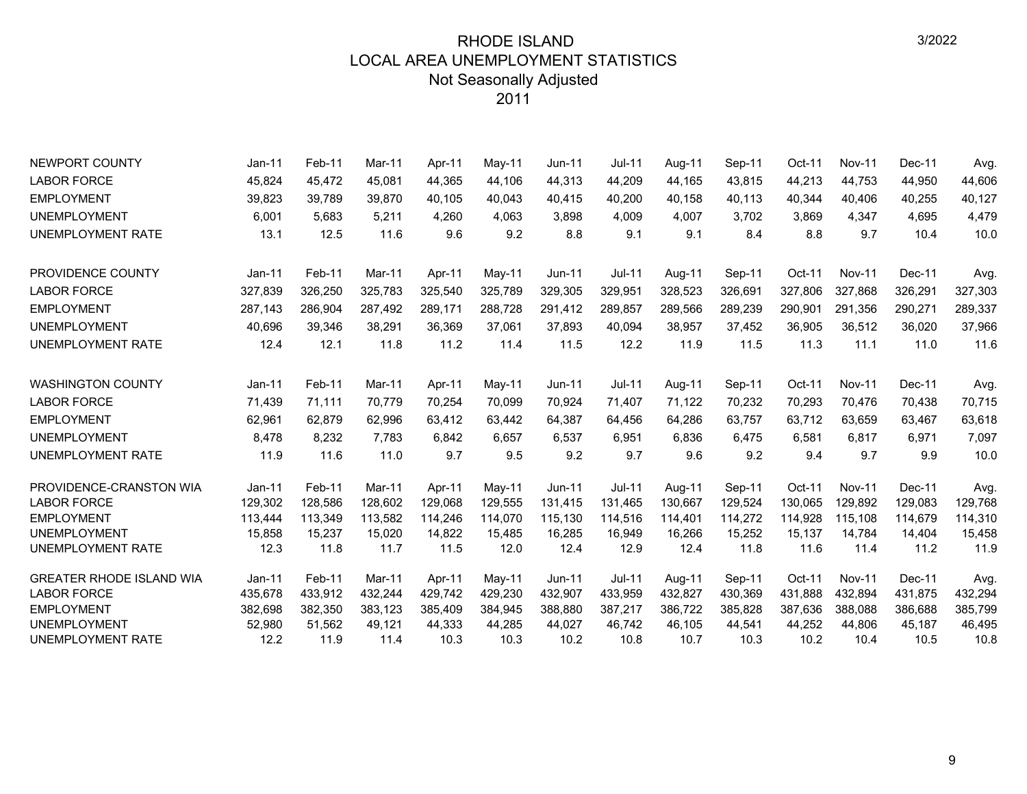# RHODE ISLAND
# LOCAL AREA UNEMPLOYMENT STATISTICS
## Not Seasonally Adjusted
## 2011

3/2022

| NEWPORT COUNTY | Jan-11 | Feb-11 | Mar-11 | Apr-11 | May-11 | Jun-11 | Jul-11 | Aug-11 | Sep-11 | Oct-11 | Nov-11 | Dec-11 | Avg. |
|---|---|---|---|---|---|---|---|---|---|---|---|---|---|
| LABOR FORCE | 45,824 | 45,472 | 45,081 | 44,365 | 44,106 | 44,313 | 44,209 | 44,165 | 43,815 | 44,213 | 44,753 | 44,950 | 44,606 |
| EMPLOYMENT | 39,823 | 39,789 | 39,870 | 40,105 | 40,043 | 40,415 | 40,200 | 40,158 | 40,113 | 40,344 | 40,406 | 40,255 | 40,127 |
| UNEMPLOYMENT | 6,001 | 5,683 | 5,211 | 4,260 | 4,063 | 3,898 | 4,009 | 4,007 | 3,702 | 3,869 | 4,347 | 4,695 | 4,479 |
| UNEMPLOYMENT RATE | 13.1 | 12.5 | 11.6 | 9.6 | 9.2 | 8.8 | 9.1 | 9.1 | 8.4 | 8.8 | 9.7 | 10.4 | 10.0 |

| PROVIDENCE COUNTY | Jan-11 | Feb-11 | Mar-11 | Apr-11 | May-11 | Jun-11 | Jul-11 | Aug-11 | Sep-11 | Oct-11 | Nov-11 | Dec-11 | Avg. |
|---|---|---|---|---|---|---|---|---|---|---|---|---|---|
| LABOR FORCE | 327,839 | 326,250 | 325,783 | 325,540 | 325,789 | 329,305 | 329,951 | 328,523 | 326,691 | 327,806 | 327,868 | 326,291 | 327,303 |
| EMPLOYMENT | 287,143 | 286,904 | 287,492 | 289,171 | 288,728 | 291,412 | 289,857 | 289,566 | 289,239 | 290,901 | 291,356 | 290,271 | 289,337 |
| UNEMPLOYMENT | 40,696 | 39,346 | 38,291 | 36,369 | 37,061 | 37,893 | 40,094 | 38,957 | 37,452 | 36,905 | 36,512 | 36,020 | 37,966 |
| UNEMPLOYMENT RATE | 12.4 | 12.1 | 11.8 | 11.2 | 11.4 | 11.5 | 12.2 | 11.9 | 11.5 | 11.3 | 11.1 | 11.0 | 11.6 |

| WASHINGTON COUNTY | Jan-11 | Feb-11 | Mar-11 | Apr-11 | May-11 | Jun-11 | Jul-11 | Aug-11 | Sep-11 | Oct-11 | Nov-11 | Dec-11 | Avg. |
|---|---|---|---|---|---|---|---|---|---|---|---|---|---|
| LABOR FORCE | 71,439 | 71,111 | 70,779 | 70,254 | 70,099 | 70,924 | 71,407 | 71,122 | 70,232 | 70,293 | 70,476 | 70,438 | 70,715 |
| EMPLOYMENT | 62,961 | 62,879 | 62,996 | 63,412 | 63,442 | 64,387 | 64,456 | 64,286 | 63,757 | 63,712 | 63,659 | 63,467 | 63,618 |
| UNEMPLOYMENT | 8,478 | 8,232 | 7,783 | 6,842 | 6,657 | 6,537 | 6,951 | 6,836 | 6,475 | 6,581 | 6,817 | 6,971 | 7,097 |
| UNEMPLOYMENT RATE | 11.9 | 11.6 | 11.0 | 9.7 | 9.5 | 9.2 | 9.7 | 9.6 | 9.2 | 9.4 | 9.7 | 9.9 | 10.0 |

| PROVIDENCE-CRANSTON WIA | Jan-11 | Feb-11 | Mar-11 | Apr-11 | May-11 | Jun-11 | Jul-11 | Aug-11 | Sep-11 | Oct-11 | Nov-11 | Dec-11 | Avg. |
|---|---|---|---|---|---|---|---|---|---|---|---|---|---|
| LABOR FORCE | 129,302 | 128,586 | 128,602 | 129,068 | 129,555 | 131,415 | 131,465 | 130,667 | 129,524 | 130,065 | 129,892 | 129,083 | 129,768 |
| EMPLOYMENT | 113,444 | 113,349 | 113,582 | 114,246 | 114,070 | 115,130 | 114,516 | 114,401 | 114,272 | 114,928 | 115,108 | 114,679 | 114,310 |
| UNEMPLOYMENT | 15,858 | 15,237 | 15,020 | 14,822 | 15,485 | 16,285 | 16,949 | 16,266 | 15,252 | 15,137 | 14,784 | 14,404 | 15,458 |
| UNEMPLOYMENT RATE | 12.3 | 11.8 | 11.7 | 11.5 | 12.0 | 12.4 | 12.9 | 12.4 | 11.8 | 11.6 | 11.4 | 11.2 | 11.9 |

| GREATER RHODE ISLAND WIA | Jan-11 | Feb-11 | Mar-11 | Apr-11 | May-11 | Jun-11 | Jul-11 | Aug-11 | Sep-11 | Oct-11 | Nov-11 | Dec-11 | Avg. |
|---|---|---|---|---|---|---|---|---|---|---|---|---|---|
| LABOR FORCE | 435,678 | 433,912 | 432,244 | 429,742 | 429,230 | 432,907 | 433,959 | 432,827 | 430,369 | 431,888 | 432,894 | 431,875 | 432,294 |
| EMPLOYMENT | 382,698 | 382,350 | 383,123 | 385,409 | 384,945 | 388,880 | 387,217 | 386,722 | 385,828 | 387,636 | 388,088 | 386,688 | 385,799 |
| UNEMPLOYMENT | 52,980 | 51,562 | 49,121 | 44,333 | 44,285 | 44,027 | 46,742 | 46,105 | 44,541 | 44,252 | 44,806 | 45,187 | 46,495 |
| UNEMPLOYMENT RATE | 12.2 | 11.9 | 11.4 | 10.3 | 10.3 | 10.2 | 10.8 | 10.7 | 10.3 | 10.2 | 10.4 | 10.5 | 10.8 |